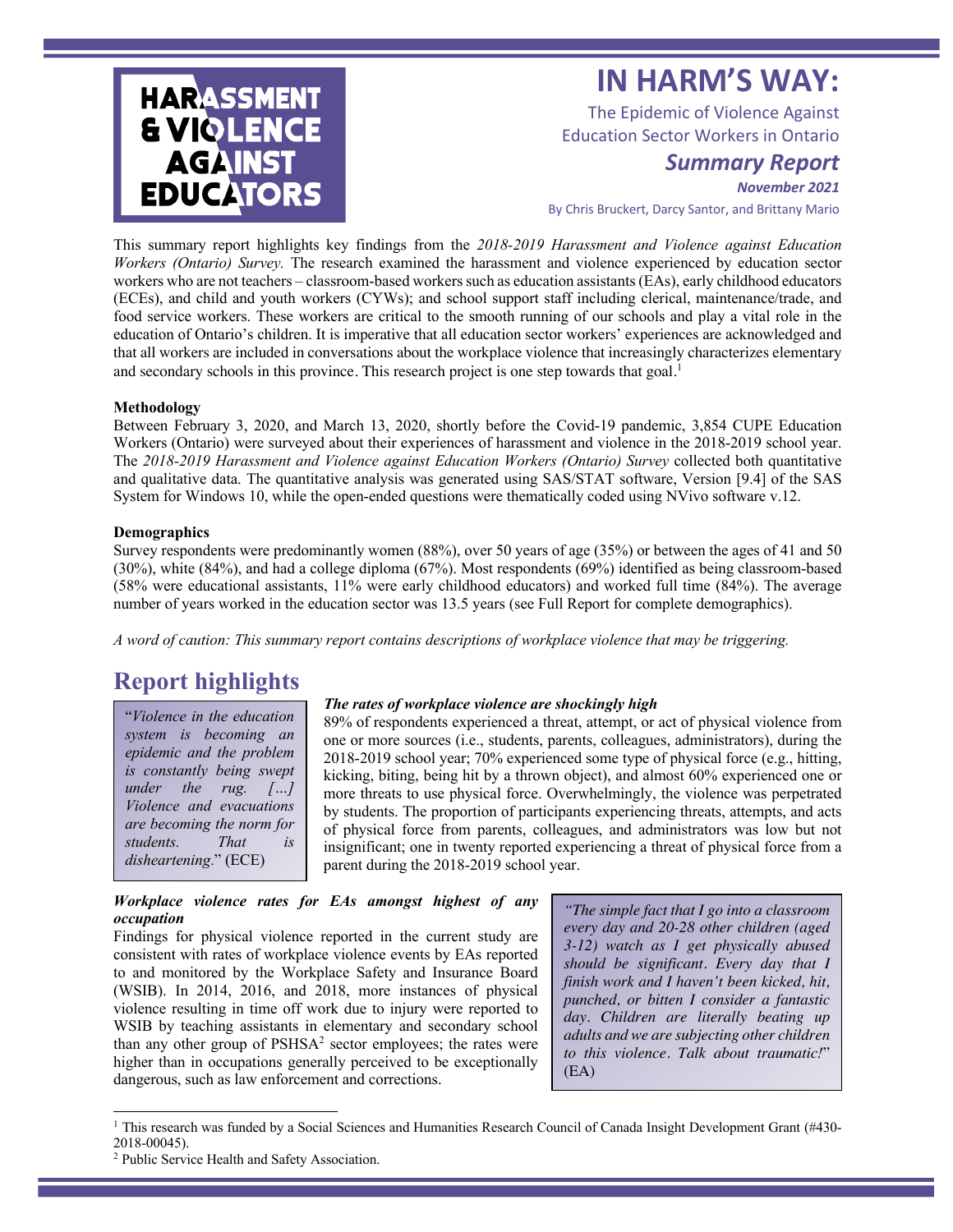HARASSMENT & VIOLENCE AGAINST EDUCATORS

# IN HARM'S WAY:

The Epidemic of Violence Against Education Sector Workers in Ontario

***Summary Report***

***November 2021***

By Chris Bruckert, Darcy Santor, and Brittany Mario

This summary report highlights key findings from the *2018-2019 Harassment and Violence against Education Workers (Ontario) Survey.* The research examined the harassment and violence experienced by education sector workers who are not teachers – classroom-based workers such as education assistants (EAs), early childhood educators (ECEs), and child and youth workers (CYWs); and school support staff including clerical, maintenance/trade, and food service workers. These workers are critical to the smooth running of our schools and play a vital role in the education of Ontario's children. It is imperative that all education sector workers' experiences are acknowledged and that all workers are included in conversations about the workplace violence that increasingly characterizes elementary and secondary schools in this province. This research project is one step towards that goal.[1]

**Methodology**

Between February 3, 2020, and March 13, 2020, shortly before the Covid-19 pandemic, 3,854 CUPE Education Workers (Ontario) were surveyed about their experiences of harassment and violence in the 2018-2019 school year. The *2018-2019 Harassment and Violence against Education Workers (Ontario) Survey* collected both quantitative and qualitative data. The quantitative analysis was generated using SAS/STAT software, Version [9.4] of the SAS System for Windows 10, while the open-ended questions were thematically coded using NVivo software v.12.

**Demographics**

Survey respondents were predominantly women (88%), over 50 years of age (35%) or between the ages of 41 and 50 (30%), white (84%), and had a college diploma (67%). Most respondents (69%) identified as being classroom-based (58% were educational assistants, 11% were early childhood educators) and worked full time (84%). The average number of years worked in the education sector was 13.5 years (see Full Report for complete demographics).

*A word of caution: This summary report contains descriptions of workplace violence that may be triggering.*

## Report highlights

"*Violence in the education system is becoming an epidemic and the problem is constantly being swept under the rug. […] Violence and evacuations are becoming the norm for students. That is disheartening.*" (ECE)

***The rates of workplace violence are shockingly high***

89% of respondents experienced a threat, attempt, or act of physical violence from one or more sources (i.e., students, parents, colleagues, administrators), during the 2018-2019 school year; 70% experienced some type of physical force (e.g., hitting, kicking, biting, being hit by a thrown object), and almost 60% experienced one or more threats to use physical force. Overwhelmingly, the violence was perpetrated by students. The proportion of participants experiencing threats, attempts, and acts of physical force from parents, colleagues, and administrators was low but not insignificant; one in twenty reported experiencing a threat of physical force from a parent during the 2018-2019 school year.

***Workplace violence rates for EAs amongst highest of any occupation***

Findings for physical violence reported in the current study are consistent with rates of workplace violence events by EAs reported to and monitored by the Workplace Safety and Insurance Board (WSIB). In 2014, 2016, and 2018, more instances of physical violence resulting in time off work due to injury were reported to WSIB by teaching assistants in elementary and secondary school than any other group of PSHSA[2] sector employees; the rates were higher than in occupations generally perceived to be exceptionally dangerous, such as law enforcement and corrections.

"*The simple fact that I go into a classroom every day and 20-28 other children (aged 3-12) watch as I get physically abused should be significant. Every day that I finish work and I haven't been kicked, hit, punched, or bitten I consider a fantastic day. Children are literally beating up adults and we are subjecting other children to this violence. Talk about traumatic!*" (EA)

---

[1] This research was funded by a Social Sciences and Humanities Research Council of Canada Insight Development Grant (#430-2018-00045).

[2] Public Service Health and Safety Association.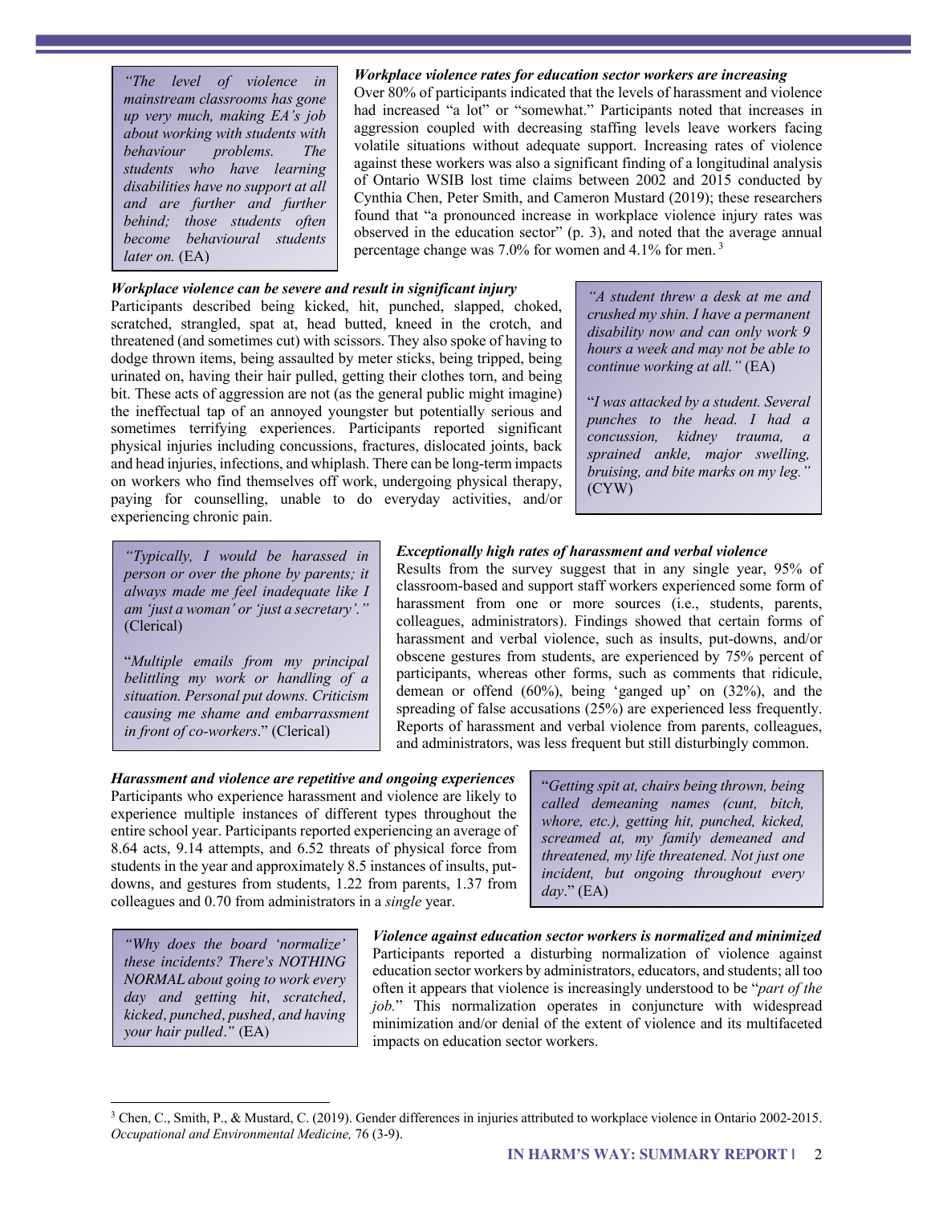> *"The level of violence in mainstream classrooms has gone up very much, making EA's job about working with students with behaviour problems. The students who have learning disabilities have no support at all and are further and further behind; those students often become behavioural students later on.* (EA)

***Workplace violence rates for education sector workers are increasing***

Over 80% of participants indicated that the levels of harassment and violence had increased "a lot" or "somewhat." Participants noted that increases in aggression coupled with decreasing staffing levels leave workers facing volatile situations without adequate support. Increasing rates of violence against these workers was also a significant finding of a longitudinal analysis of Ontario WSIB lost time claims between 2002 and 2015 conducted by Cynthia Chen, Peter Smith, and Cameron Mustard (2019); these researchers found that "a pronounced increase in workplace violence injury rates was observed in the education sector" (p. 3), and noted that the average annual percentage change was 7.0% for women and 4.1% for men. [3]

***Workplace violence can be severe and result in significant injury***

Participants described being kicked, hit, punched, slapped, choked, scratched, strangled, spat at, head butted, kneed in the crotch, and threatened (and sometimes cut) with scissors. They also spoke of having to dodge thrown items, being assaulted by meter sticks, being tripped, being urinated on, having their hair pulled, getting their clothes torn, and being bit. These acts of aggression are not (as the general public might imagine) the ineffectual tap of an annoyed youngster but potentially serious and sometimes terrifying experiences. Participants reported significant physical injuries including concussions, fractures, dislocated joints, back and head injuries, infections, and whiplash. There can be long-term impacts on workers who find themselves off work, undergoing physical therapy, paying for counselling, unable to do everyday activities, and/or experiencing chronic pain.

> *"A student threw a desk at me and crushed my shin. I have a permanent disability now and can only work 9 hours a week and may not be able to continue working at all."* (EA)
>
> "*I was attacked by a student. Several punches to the head. I had a concussion, kidney trauma, a sprained ankle, major swelling, bruising, and bite marks on my leg."* (CYW)

> *"Typically, I would be harassed in person or over the phone by parents; it always made me feel inadequate like I am 'just a woman' or 'just a secretary'."* (Clerical)
>
> "*Multiple emails from my principal belittling my work or handling of a situation. Personal put downs. Criticism causing me shame and embarrassment in front of co-workers*." (Clerical)

***Exceptionally high rates of harassment and verbal violence***

Results from the survey suggest that in any single year, 95% of classroom-based and support staff workers experienced some form of harassment from one or more sources (i.e., students, parents, colleagues, administrators). Findings showed that certain forms of harassment and verbal violence, such as insults, put-downs, and/or obscene gestures from students, are experienced by 75% percent of participants, whereas other forms, such as comments that ridicule, demean or offend (60%), being 'ganged up' on (32%), and the spreading of false accusations (25%) are experienced less frequently. Reports of harassment and verbal violence from parents, colleagues, and administrators, was less frequent but still disturbingly common.

***Harassment and violence are repetitive and ongoing experiences***

Participants who experience harassment and violence are likely to experience multiple instances of different types throughout the entire school year. Participants reported experiencing an average of 8.64 acts, 9.14 attempts, and 6.52 threats of physical force from students in the year and approximately 8.5 instances of insults, put-downs, and gestures from students, 1.22 from parents, 1.37 from colleagues and 0.70 from administrators in a *single* year.

> "*Getting spit at, chairs being thrown, being called demeaning names (cunt, bitch, whore, etc.), getting hit, punched, kicked, screamed at, my family demeaned and threatened, my life threatened. Not just one incident, but ongoing throughout every day*." (EA)

> *"Why does the board 'normalize' these incidents? There's NOTHING NORMAL about going to work every day and getting hit, scratched, kicked, punched, pushed, and having your hair pulled."* (EA)

***Violence against education sector workers is normalized and minimized***

Participants reported a disturbing normalization of violence against education sector workers by administrators, educators, and students; all too often it appears that violence is increasingly understood to be "*part of the job.*" This normalization operates in conjuncture with widespread minimization and/or denial of the extent of violence and its multifaceted impacts on education sector workers.

---

[3] Chen, C., Smith, P., & Mustard, C. (2019). Gender differences in injuries attributed to workplace violence in Ontario 2002-2015. *Occupational and Environmental Medicine,* 76 (3-9).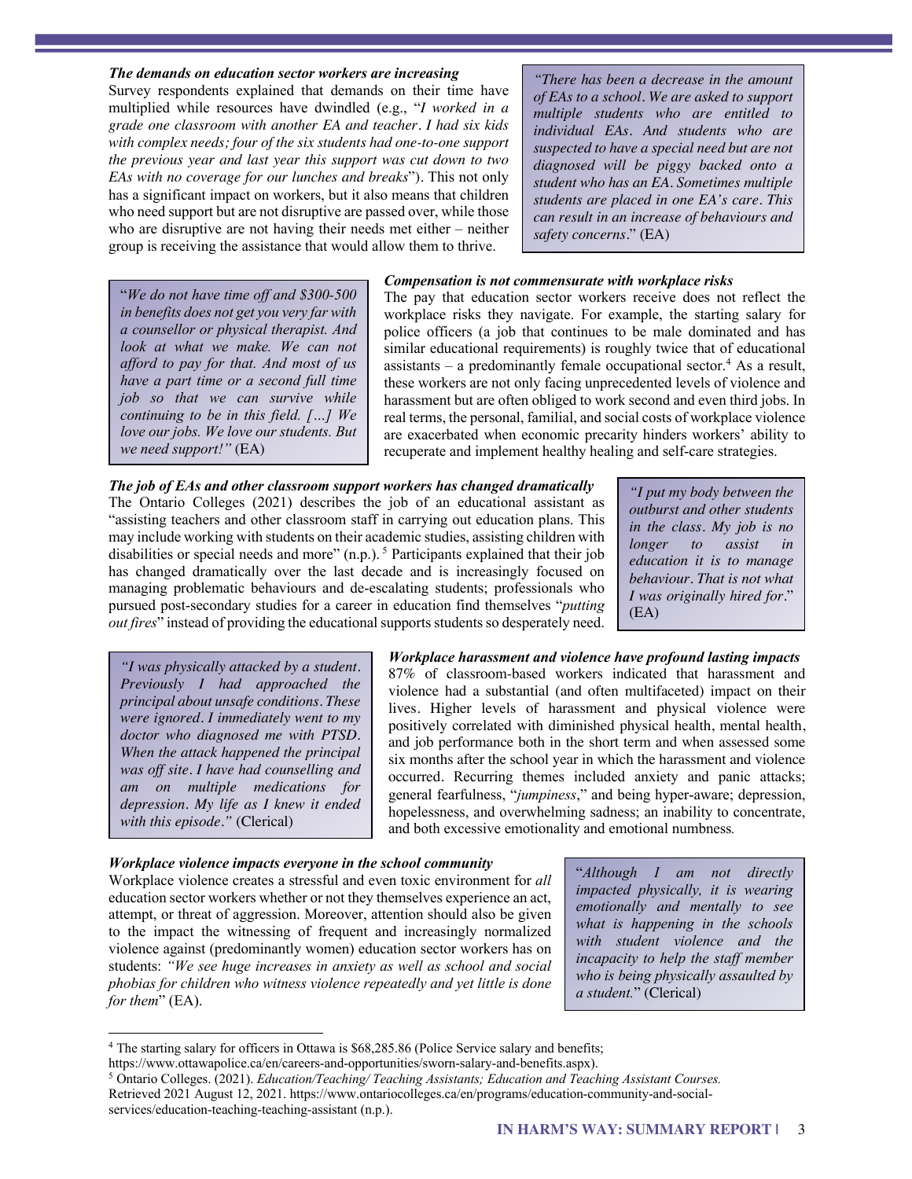### *The demands on education sector workers are increasing*

Survey respondents explained that demands on their time have multiplied while resources have dwindled (e.g., "*I worked in a grade one classroom with another EA and teacher. I had six kids with complex needs; four of the six students had one-to-one support the previous year and last year this support was cut down to two EAs with no coverage for our lunches and breaks*"). This not only has a significant impact on workers, but it also means that children who need support but are not disruptive are passed over, while those who are disruptive are not having their needs met either – neither group is receiving the assistance that would allow them to thrive.

> *"There has been a decrease in the amount of EAs to a school. We are asked to support multiple students who are entitled to individual EAs. And students who are suspected to have a special need but are not diagnosed will be piggy backed onto a student who has an EA. Sometimes multiple students are placed in one EA's care. This can result in an increase of behaviours and safety concerns*." (EA)

> "*We do not have time off and $300-500 in benefits does not get you very far with a counsellor or physical therapist. And look at what we make. We can not afford to pay for that. And most of us have a part time or a second full time job so that we can survive while continuing to be in this field. […] We love our jobs. We love our students. But we need support!"* (EA)

### *Compensation is not commensurate with workplace risks*

The pay that education sector workers receive does not reflect the workplace risks they navigate. For example, the starting salary for police officers (a job that continues to be male dominated and has similar educational requirements) is roughly twice that of educational assistants – a predominantly female occupational sector.[4] As a result, these workers are not only facing unprecedented levels of violence and harassment but are often obliged to work second and even third jobs. In real terms, the personal, familial, and social costs of workplace violence are exacerbated when economic precarity hinders workers' ability to recuperate and implement healthy healing and self-care strategies.

### *The job of EAs and other classroom support workers has changed dramatically*

The Ontario Colleges (2021) describes the job of an educational assistant as "assisting teachers and other classroom staff in carrying out education plans. This may include working with students on their academic studies, assisting children with disabilities or special needs and more" (n.p.).[5] Participants explained that their job has changed dramatically over the last decade and is increasingly focused on managing problematic behaviours and de-escalating students; professionals who pursued post-secondary studies for a career in education find themselves "*putting out fires*" instead of providing the educational supports students so desperately need.

> *"I put my body between the outburst and other students in the class. My job is no longer to assist in education it is to manage behaviour. That is not what I was originally hired for*." (EA)

> *"I was physically attacked by a student. Previously I had approached the principal about unsafe conditions. These were ignored. I immediately went to my doctor who diagnosed me with PTSD. When the attack happened the principal was off site. I have had counselling and am on multiple medications for depression. My life as I knew it ended with this episode."* (Clerical)

### *Workplace harassment and violence have profound lasting impacts*

87% of classroom-based workers indicated that harassment and violence had a substantial (and often multifaceted) impact on their lives. Higher levels of harassment and physical violence were positively correlated with diminished physical health, mental health, and job performance both in the short term and when assessed some six months after the school year in which the harassment and violence occurred. Recurring themes included anxiety and panic attacks; general fearfulness, "*jumpiness*," and being hyper-aware; depression, hopelessness, and overwhelming sadness; an inability to concentrate, and both excessive emotionality and emotional numbness.

### *Workplace violence impacts everyone in the school community*

Workplace violence creates a stressful and even toxic environment for *all* education sector workers whether or not they themselves experience an act, attempt, or threat of aggression. Moreover, attention should also be given to the impact the witnessing of frequent and increasingly normalized violence against (predominantly women) education sector workers has on students: *"We see huge increases in anxiety as well as school and social phobias for children who witness violence repeatedly and yet little is done for them*" (EA).

> "*Although I am not directly impacted physically, it is wearing emotionally and mentally to see what is happening in the schools with student violence and the incapacity to help the staff member who is being physically assaulted by a student.*" (Clerical)

---

[4] The starting salary for officers in Ottawa is $68,285.86 (Police Service salary and benefits; https://www.ottawapolice.ca/en/careers-and-opportunities/sworn-salary-and-benefits.aspx).

[5] Ontario Colleges. (2021). *Education/Teaching/ Teaching Assistants; Education and Teaching Assistant Courses.* Retrieved 2021 August 12, 2021. https://www.ontariocolleges.ca/en/programs/education-community-and-social-services/education-teaching-teaching-assistant (n.p.).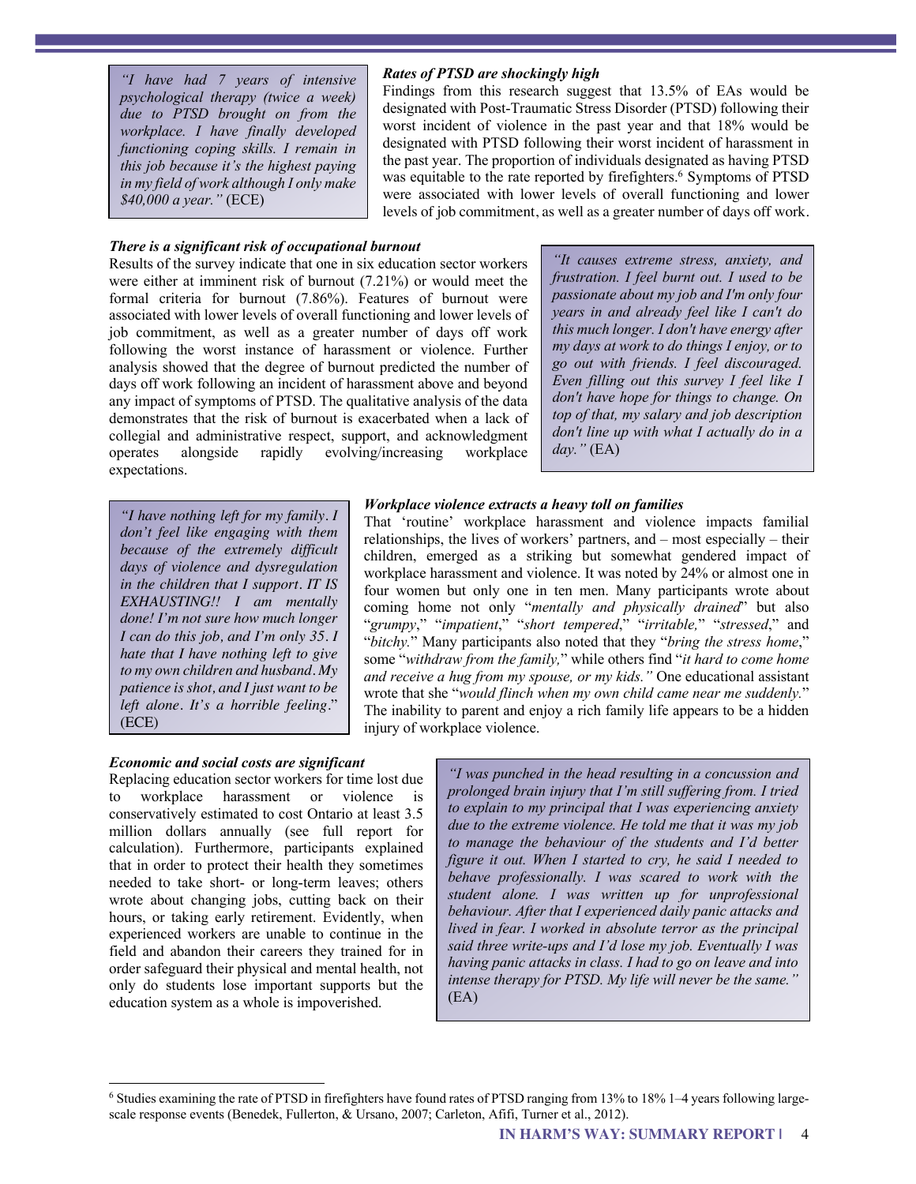> *"I have had 7 years of intensive psychological therapy (twice a week) due to PTSD brought on from the workplace. I have finally developed functioning coping skills. I remain in this job because it's the highest paying in my field of work although I only make $40,000 a year."* (ECE)

***Rates of PTSD are shockingly high***

Findings from this research suggest that 13.5% of EAs would be designated with Post-Traumatic Stress Disorder (PTSD) following their worst incident of violence in the past year and that 18% would be designated with PTSD following their worst incident of harassment in the past year. The proportion of individuals designated as having PTSD was equitable to the rate reported by firefighters.[6] Symptoms of PTSD were associated with lower levels of overall functioning and lower levels of job commitment, as well as a greater number of days off work.

***There is a significant risk of occupational burnout***

Results of the survey indicate that one in six education sector workers were either at imminent risk of burnout (7.21%) or would meet the formal criteria for burnout (7.86%). Features of burnout were associated with lower levels of overall functioning and lower levels of job commitment, as well as a greater number of days off work following the worst instance of harassment or violence. Further analysis showed that the degree of burnout predicted the number of days off work following an incident of harassment above and beyond any impact of symptoms of PTSD. The qualitative analysis of the data demonstrates that the risk of burnout is exacerbated when a lack of collegial and administrative respect, support, and acknowledgment operates alongside rapidly evolving/increasing workplace expectations.

> *"It causes extreme stress, anxiety, and frustration. I feel burnt out. I used to be passionate about my job and I'm only four years in and already feel like I can't do this much longer. I don't have energy after my days at work to do things I enjoy, or to go out with friends. I feel discouraged. Even filling out this survey I feel like I don't have hope for things to change. On top of that, my salary and job description don't line up with what I actually do in a day."* (EA)

> *"I have nothing left for my family. I don't feel like engaging with them because of the extremely difficult days of violence and dysregulation in the children that I support. IT IS EXHAUSTING!! I am mentally done! I'm not sure how much longer I can do this job, and I'm only 35. I hate that I have nothing left to give to my own children and husband. My patience is shot, and I just want to be left alone. It's a horrible feeling."* (ECE)

***Workplace violence extracts a heavy toll on families***

That 'routine' workplace harassment and violence impacts familial relationships, the lives of workers' partners, and – most especially – their children, emerged as a striking but somewhat gendered impact of workplace harassment and violence. It was noted by 24% or almost one in four women but only one in ten men. Many participants wrote about coming home not only "*mentally and physically drained*" but also "*grumpy*," "*impatient*," "*short tempered*," "*irritable,*" "*stressed*," and "*bitchy.*" Many participants also noted that they "*bring the stress home*," some "*withdraw from the family,*" while others find "*it hard to come home and receive a hug from my spouse, or my kids.*" One educational assistant wrote that she "*would flinch when my own child came near me suddenly.*" The inability to parent and enjoy a rich family life appears to be a hidden injury of workplace violence.

***Economic and social costs are significant***

Replacing education sector workers for time lost due to workplace harassment or violence is conservatively estimated to cost Ontario at least 3.5 million dollars annually (see full report for calculation). Furthermore, participants explained that in order to protect their health they sometimes needed to take short- or long-term leaves; others wrote about changing jobs, cutting back on their hours, or taking early retirement. Evidently, when experienced workers are unable to continue in the field and abandon their careers they trained for in order safeguard their physical and mental health, not only do students lose important supports but the education system as a whole is impoverished.

> *"I was punched in the head resulting in a concussion and prolonged brain injury that I'm still suffering from. I tried to explain to my principal that I was experiencing anxiety due to the extreme violence. He told me that it was my job to manage the behaviour of the students and I'd better figure it out. When I started to cry, he said I needed to behave professionally. I was scared to work with the student alone. I was written up for unprofessional behaviour. After that I experienced daily panic attacks and lived in fear. I worked in absolute terror as the principal said three write-ups and I'd lose my job. Eventually I was having panic attacks in class. I had to go on leave and into intense therapy for PTSD. My life will never be the same."* (EA)

---

[6] Studies examining the rate of PTSD in firefighters have found rates of PTSD ranging from 13% to 18% 1–4 years following large-scale response events (Benedek, Fullerton, & Ursano, 2007; Carleton, Afifi, Turner et al., 2012).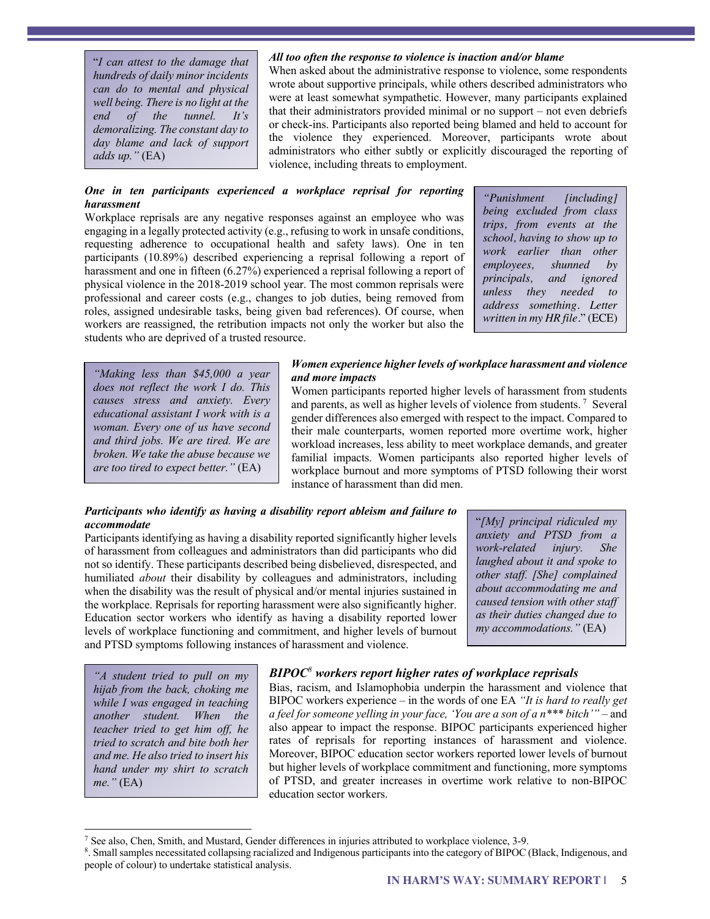> "*I can attest to the damage that hundreds of daily minor incidents can do to mental and physical well being. There is no light at the end of the tunnel. It's demoralizing. The constant day to day blame and lack of support adds up.*" (EA)

***All too often the response to violence is inaction and/or blame***

When asked about the administrative response to violence, some respondents wrote about supportive principals, while others described administrators who were at least somewhat sympathetic. However, many participants explained that their administrators provided minimal or no support – not even debriefs or check-ins. Participants also reported being blamed and held to account for the violence they experienced. Moreover, participants wrote about administrators who either subtly or explicitly discouraged the reporting of violence, including threats to employment.

***One in ten participants experienced a workplace reprisal for reporting harassment***

Workplace reprisals are any negative responses against an employee who was engaging in a legally protected activity (e.g., refusing to work in unsafe conditions, requesting adherence to occupational health and safety laws). One in ten participants (10.89%) described experiencing a reprisal following a report of harassment and one in fifteen (6.27%) experienced a reprisal following a report of physical violence in the 2018-2019 school year. The most common reprisals were professional and career costs (e.g., changes to job duties, being removed from roles, assigned undesirable tasks, being given bad references). Of course, when workers are reassigned, the retribution impacts not only the worker but also the students who are deprived of a trusted resource.

> "*Punishment [including] being excluded from class trips, from events at the school, having to show up to work earlier than other employees, shunned by principals, and ignored unless they needed to address something. Letter written in my HR file*." (ECE)

> "*Making less than $45,000 a year does not reflect the work I do. This causes stress and anxiety. Every educational assistant I work with is a woman. Every one of us have second and third jobs. We are tired. We are broken. We take the abuse because we are too tired to expect better.*" (EA)

***Women experience higher levels of workplace harassment and violence and more impacts***

Women participants reported higher levels of harassment from students and parents, as well as higher levels of violence from students.[7] Several gender differences also emerged with respect to the impact. Compared to their male counterparts, women reported more overtime work, higher workload increases, less ability to meet workplace demands, and greater familial impacts. Women participants also reported higher levels of workplace burnout and more symptoms of PTSD following their worst instance of harassment than did men.

***Participants who identify as having a disability report ableism and failure to accommodate***

Participants identifying as having a disability reported significantly higher levels of harassment from colleagues and administrators than did participants who did not so identify. These participants described being disbelieved, disrespected, and humiliated *about* their disability by colleagues and administrators, including when the disability was the result of physical and/or mental injuries sustained in the workplace. Reprisals for reporting harassment were also significantly higher. Education sector workers who identify as having a disability reported lower levels of workplace functioning and commitment, and higher levels of burnout and PTSD symptoms following instances of harassment and violence.

> "*[My] principal ridiculed my anxiety and PTSD from a work-related injury. She laughed about it and spoke to other staff. [She] complained about accommodating me and caused tension with other staff as their duties changed due to my accommodations.*" (EA)

> "*A student tried to pull on my hijab from the back, choking me while I was engaged in teaching another student. When the teacher tried to get him off, he tried to scratch and bite both her and me. He also tried to insert his hand under my shirt to scratch me.*" (EA)

***BIPOC[8] workers report higher rates of workplace reprisals***

Bias, racism, and Islamophobia underpin the harassment and violence that BIPOC workers experience – in the words of one EA *"It is hard to really get a feel for someone yelling in your face, 'You are a son of a n*** bitch'"* – and also appear to impact the response. BIPOC participants experienced higher rates of reprisals for reporting instances of harassment and violence. Moreover, BIPOC education sector workers reported lower levels of burnout but higher levels of workplace commitment and functioning, more symptoms of PTSD, and greater increases in overtime work relative to non-BIPOC education sector workers.

---

[7] See also, Chen, Smith, and Mustard, Gender differences in injuries attributed to workplace violence, 3-9.

[8]. Small samples necessitated collapsing racialized and Indigenous participants into the category of BIPOC (Black, Indigenous, and people of colour) to undertake statistical analysis.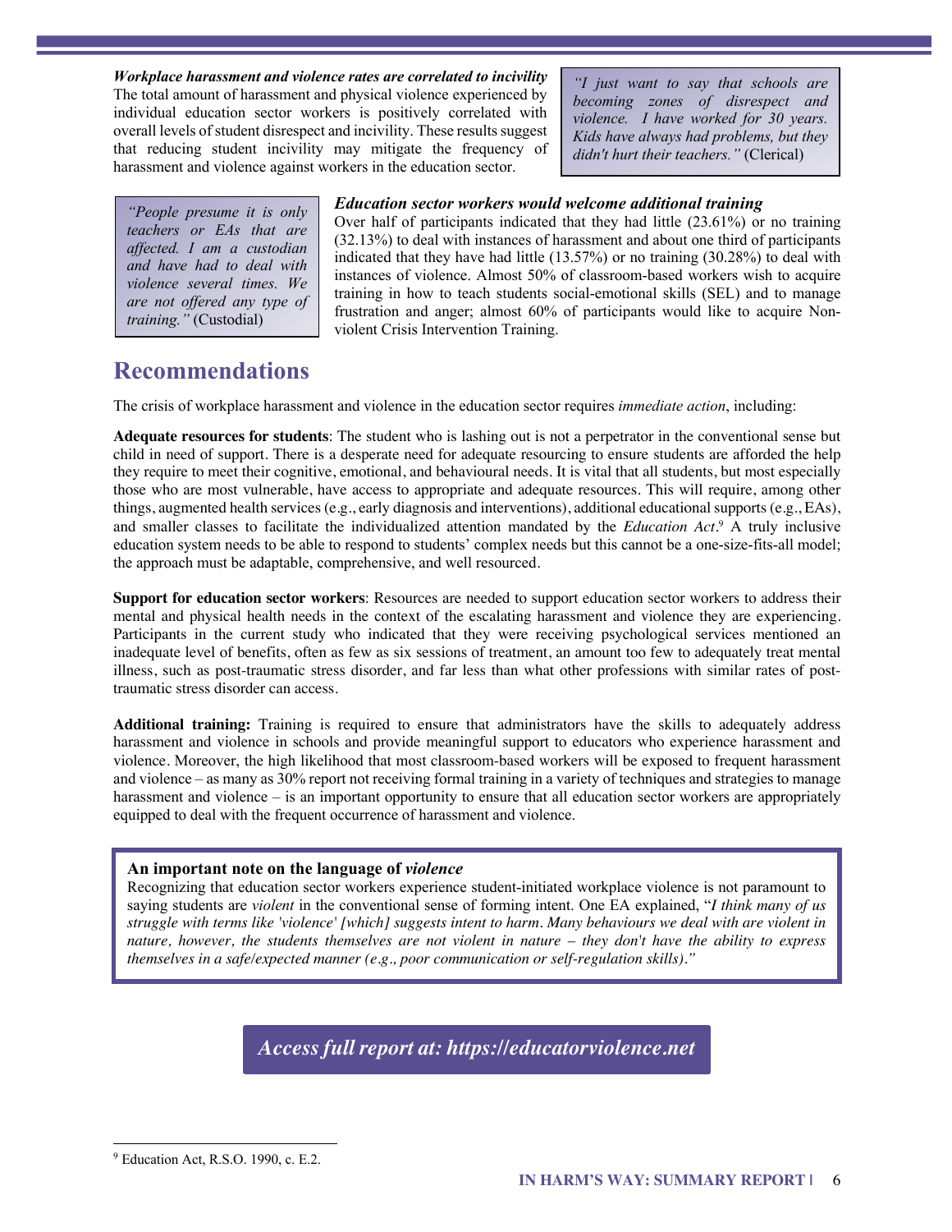***Workplace harassment and violence rates are correlated to incivility***
The total amount of harassment and physical violence experienced by individual education sector workers is positively correlated with overall levels of student disrespect and incivility. These results suggest that reducing student incivility may mitigate the frequency of harassment and violence against workers in the education sector.

> *"I just want to say that schools are becoming zones of disrespect and violence. I have worked for 30 years. Kids have always had problems, but they didn't hurt their teachers."* (Clerical)

> *"People presume it is only teachers or EAs that are affected. I am a custodian and have had to deal with violence several times. We are not offered any type of training."* (Custodial)

***Education sector workers would welcome additional training***
Over half of participants indicated that they had little (23.61%) or no training (32.13%) to deal with instances of harassment and about one third of participants indicated that they have had little (13.57%) or no training (30.28%) to deal with instances of violence. Almost 50% of classroom-based workers wish to acquire training in how to teach students social-emotional skills (SEL) and to manage frustration and anger; almost 60% of participants would like to acquire Non-violent Crisis Intervention Training.

## Recommendations

The crisis of workplace harassment and violence in the education sector requires *immediate action*, including:

**Adequate resources for students**: The student who is lashing out is not a perpetrator in the conventional sense but child in need of support. There is a desperate need for adequate resourcing to ensure students are afforded the help they require to meet their cognitive, emotional, and behavioural needs. It is vital that all students, but most especially those who are most vulnerable, have access to appropriate and adequate resources. This will require, among other things, augmented health services (e.g., early diagnosis and interventions), additional educational supports (e.g., EAs), and smaller classes to facilitate the individualized attention mandated by the *Education Act*.[9] A truly inclusive education system needs to be able to respond to students' complex needs but this cannot be a one-size-fits-all model; the approach must be adaptable, comprehensive, and well resourced.

**Support for education sector workers**: Resources are needed to support education sector workers to address their mental and physical health needs in the context of the escalating harassment and violence they are experiencing. Participants in the current study who indicated that they were receiving psychological services mentioned an inadequate level of benefits, often as few as six sessions of treatment, an amount too few to adequately treat mental illness, such as post-traumatic stress disorder, and far less than what other professions with similar rates of post-traumatic stress disorder can access.

**Additional training:** Training is required to ensure that administrators have the skills to adequately address harassment and violence in schools and provide meaningful support to educators who experience harassment and violence. Moreover, the high likelihood that most classroom-based workers will be exposed to frequent harassment and violence – as many as 30% report not receiving formal training in a variety of techniques and strategies to manage harassment and violence – is an important opportunity to ensure that all education sector workers are appropriately equipped to deal with the frequent occurrence of harassment and violence.

**An important note on the language of *violence***
Recognizing that education sector workers experience student-initiated workplace violence is not paramount to saying students are *violent* in the conventional sense of forming intent. One EA explained, "*I think many of us struggle with terms like 'violence' [which] suggests intent to harm. Many behaviours we deal with are violent in nature, however, the students themselves are not violent in nature – they don't have the ability to express themselves in a safe/expected manner (e.g., poor communication or self-regulation skills).*"

***Access full report at: https://educatorviolence.net***

---

[9] Education Act, R.S.O. 1990, c. E.2.